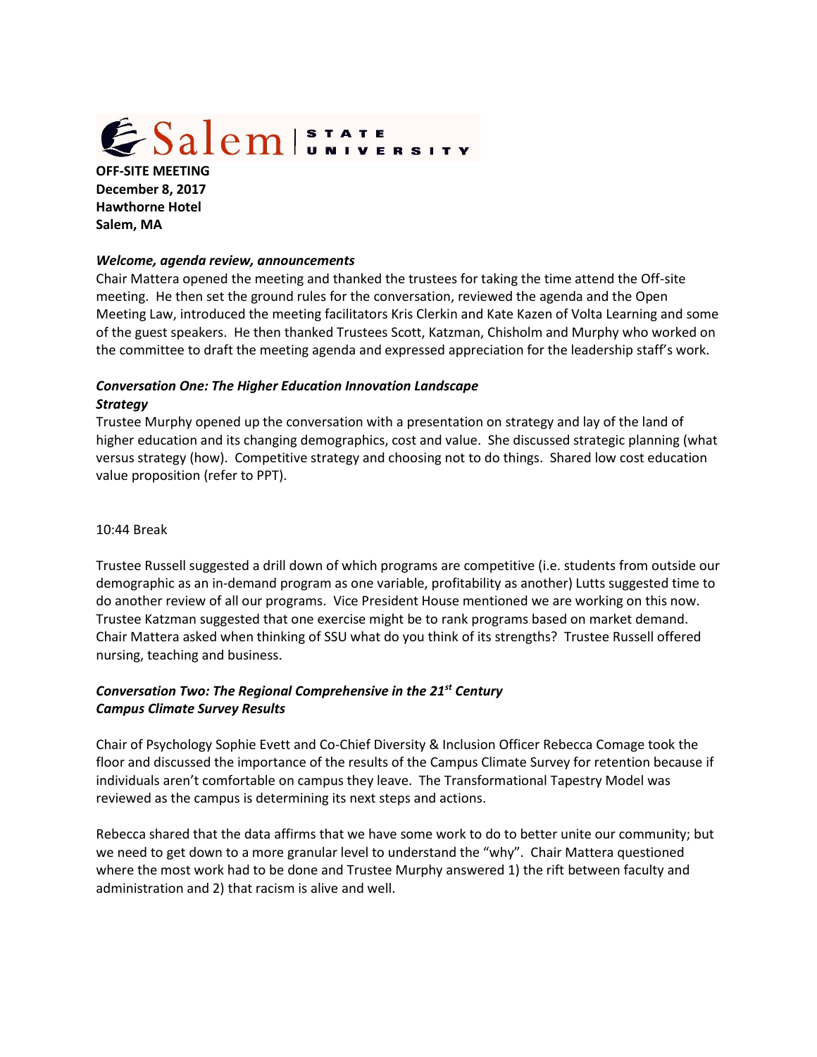Salem STATE UNIVERSITY

**OFF-SITE MEETING**
**December 8, 2017**
**Hawthorne Hotel**
**Salem, MA**

***Welcome, agenda review, announcements***

Chair Mattera opened the meeting and thanked the trustees for taking the time attend the Off-site meeting. He then set the ground rules for the conversation, reviewed the agenda and the Open Meeting Law, introduced the meeting facilitators Kris Clerkin and Kate Kazen of Volta Learning and some of the guest speakers. He then thanked Trustees Scott, Katzman, Chisholm and Murphy who worked on the committee to draft the meeting agenda and expressed appreciation for the leadership staff's work.

***Conversation One: The Higher Education Innovation Landscape***
***Strategy***

Trustee Murphy opened up the conversation with a presentation on strategy and lay of the land of higher education and its changing demographics, cost and value. She discussed strategic planning (what versus strategy (how). Competitive strategy and choosing not to do things. Shared low cost education value proposition (refer to PPT).

10:44 Break

Trustee Russell suggested a drill down of which programs are competitive (i.e. students from outside our demographic as an in-demand program as one variable, profitability as another) Lutts suggested time to do another review of all our programs. Vice President House mentioned we are working on this now. Trustee Katzman suggested that one exercise might be to rank programs based on market demand. Chair Mattera asked when thinking of SSU what do you think of its strengths? Trustee Russell offered nursing, teaching and business.

***Conversation Two: The Regional Comprehensive in the 21st Century***
***Campus Climate Survey Results***

Chair of Psychology Sophie Evett and Co-Chief Diversity & Inclusion Officer Rebecca Comage took the floor and discussed the importance of the results of the Campus Climate Survey for retention because if individuals aren't comfortable on campus they leave. The Transformational Tapestry Model was reviewed as the campus is determining its next steps and actions.

Rebecca shared that the data affirms that we have some work to do to better unite our community; but we need to get down to a more granular level to understand the "why". Chair Mattera questioned where the most work had to be done and Trustee Murphy answered 1) the rift between faculty and administration and 2) that racism is alive and well.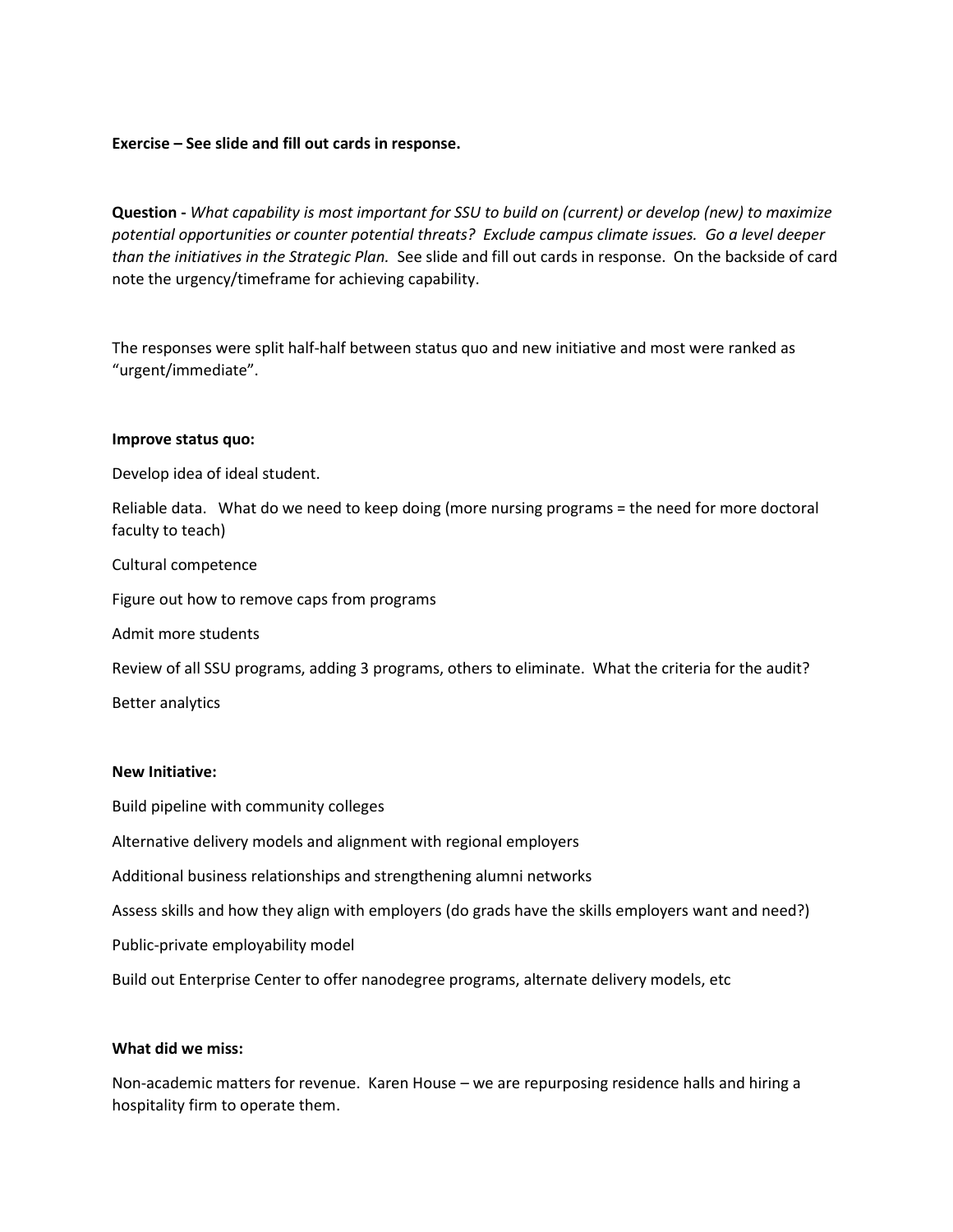**Exercise – See slide and fill out cards in response.**

**Question -** *What capability is most important for SSU to build on (current) or develop (new) to maximize potential opportunities or counter potential threats? Exclude campus climate issues. Go a level deeper than the initiatives in the Strategic Plan.* See slide and fill out cards in response. On the backside of card note the urgency/timeframe for achieving capability.

The responses were split half-half between status quo and new initiative and most were ranked as "urgent/immediate".

**Improve status quo:**

Develop idea of ideal student.

Reliable data. What do we need to keep doing (more nursing programs = the need for more doctoral faculty to teach)

Cultural competence

Figure out how to remove caps from programs

Admit more students

Review of all SSU programs, adding 3 programs, others to eliminate. What the criteria for the audit?

Better analytics

**New Initiative:**

Build pipeline with community colleges

Alternative delivery models and alignment with regional employers

Additional business relationships and strengthening alumni networks

Assess skills and how they align with employers (do grads have the skills employers want and need?)

Public-private employability model

Build out Enterprise Center to offer nanodegree programs, alternate delivery models, etc

**What did we miss:**

Non-academic matters for revenue. Karen House – we are repurposing residence halls and hiring a hospitality firm to operate them.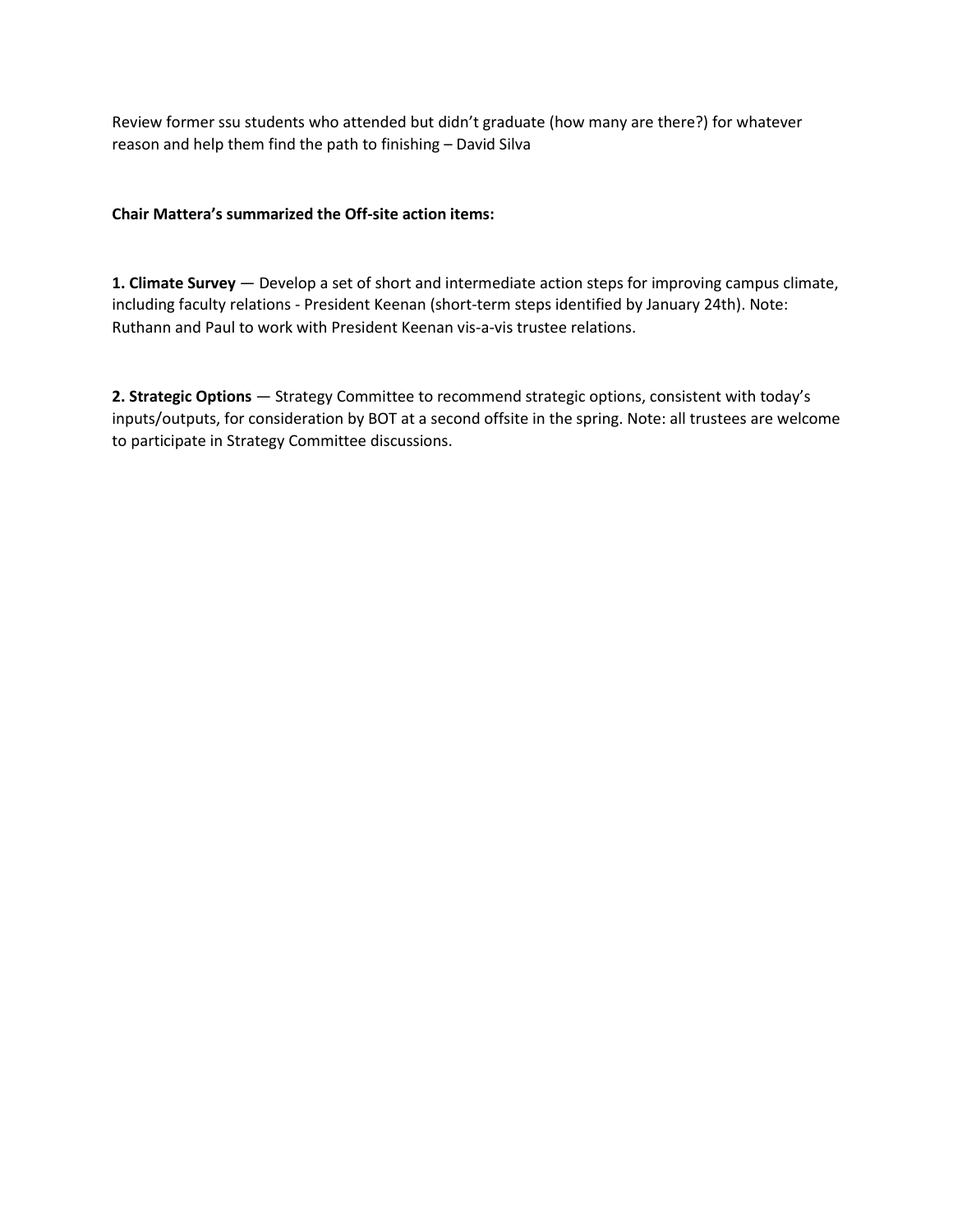Review former ssu students who attended but didn't graduate (how many are there?) for whatever reason and help them find the path to finishing – David Silva

**Chair Mattera's summarized the Off-site action items:**

**1. Climate Survey** — Develop a set of short and intermediate action steps for improving campus climate, including faculty relations - President Keenan (short-term steps identified by January 24th). Note: Ruthann and Paul to work with President Keenan vis-a-vis trustee relations.

**2. Strategic Options** — Strategy Committee to recommend strategic options, consistent with today's inputs/outputs, for consideration by BOT at a second offsite in the spring. Note: all trustees are welcome to participate in Strategy Committee discussions.